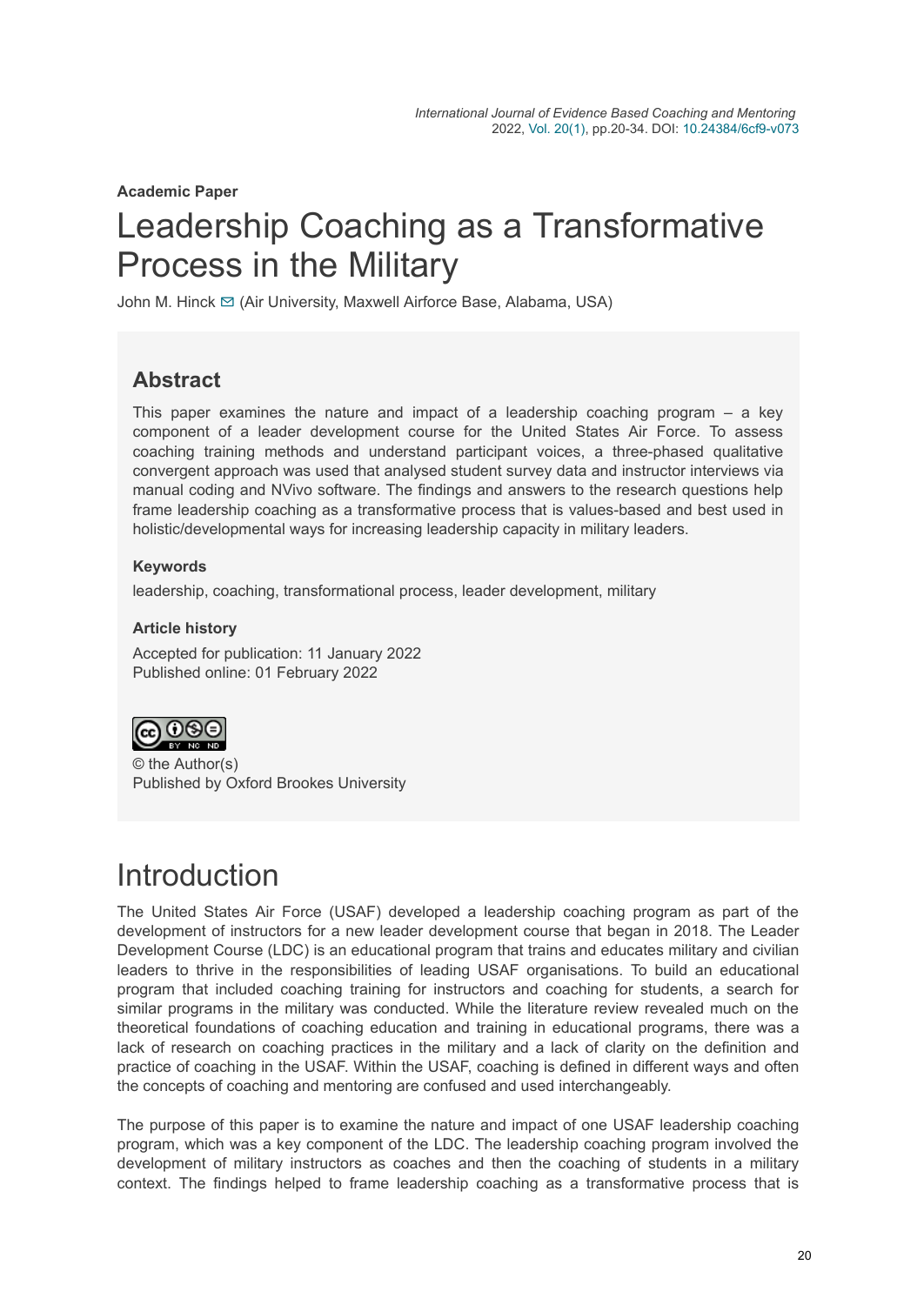**Academic Paper**

# Leadership Coaching as a Transformative Process in the Military

John M. Hinck (Air University, Maxwell Airforce Base, Alabama, USA)

## Abstract

This paper examines the nature and impact of a leadership coaching program – a key component of a leader development course for the United States Air Force. To assess coaching training methods and understand participant voices, a three-phased qualitative convergent approach was used that analysed student survey data and instructor interviews via manual coding and NVivo software. The findings and answers to the research questions help frame leadership coaching as a transformative process that is values-based and best used in holistic/developmental ways for increasing leadership capacity in military leaders.

### Keywords

leadership, coaching, transformational process, leader development, military

### Article history

Accepted for publication: 11 January 2022
Published online: 01 February 2022

© the Author(s)
Published by Oxford Brookes University

# Introduction

The United States Air Force (USAF) developed a leadership coaching program as part of the development of instructors for a new leader development course that began in 2018. The Leader Development Course (LDC) is an educational program that trains and educates military and civilian leaders to thrive in the responsibilities of leading USAF organisations. To build an educational program that included coaching training for instructors and coaching for students, a search for similar programs in the military was conducted. While the literature review revealed much on the theoretical foundations of coaching education and training in educational programs, there was a lack of research on coaching practices in the military and a lack of clarity on the definition and practice of coaching in the USAF. Within the USAF, coaching is defined in different ways and often the concepts of coaching and mentoring are confused and used interchangeably.

The purpose of this paper is to examine the nature and impact of one USAF leadership coaching program, which was a key component of the LDC. The leadership coaching program involved the development of military instructors as coaches and then the coaching of students in a military context. The findings helped to frame leadership coaching as a transformative process that is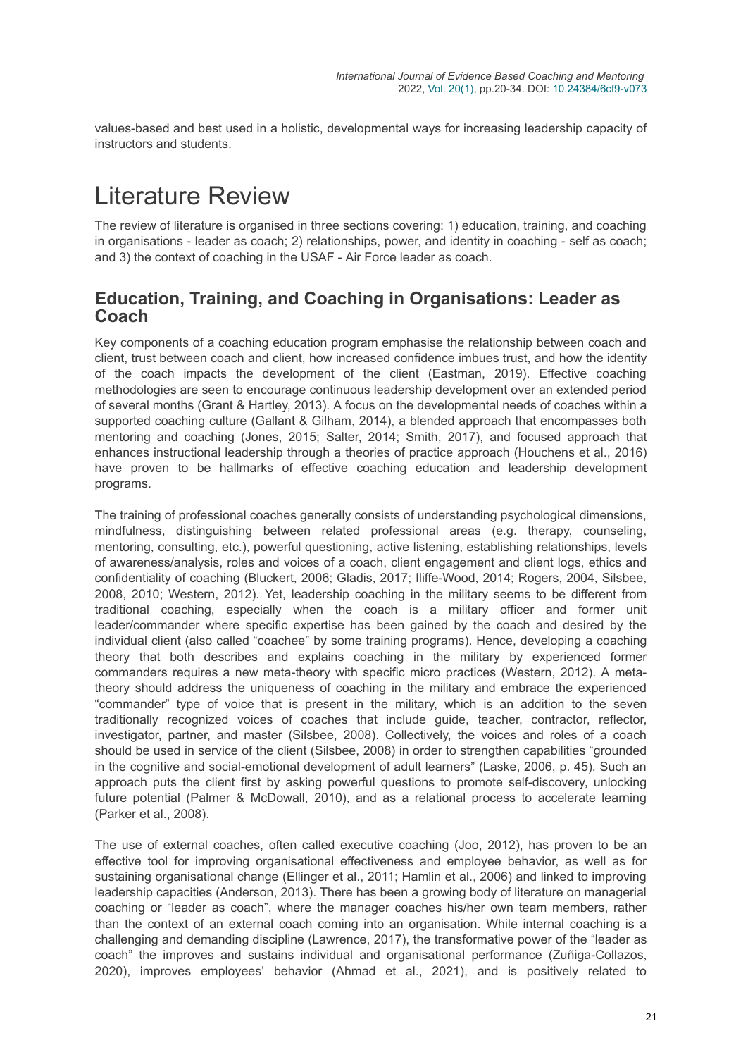values-based and best used in a holistic, developmental ways for increasing leadership capacity of instructors and students.

# Literature Review

The review of literature is organised in three sections covering: 1) education, training, and coaching in organisations - leader as coach; 2) relationships, power, and identity in coaching - self as coach; and 3) the context of coaching in the USAF - Air Force leader as coach.

## Education, Training, and Coaching in Organisations: Leader as Coach

Key components of a coaching education program emphasise the relationship between coach and client, trust between coach and client, how increased confidence imbues trust, and how the identity of the coach impacts the development of the client (Eastman, 2019). Effective coaching methodologies are seen to encourage continuous leadership development over an extended period of several months (Grant & Hartley, 2013). A focus on the developmental needs of coaches within a supported coaching culture (Gallant & Gilham, 2014), a blended approach that encompasses both mentoring and coaching (Jones, 2015; Salter, 2014; Smith, 2017), and focused approach that enhances instructional leadership through a theories of practice approach (Houchens et al., 2016) have proven to be hallmarks of effective coaching education and leadership development programs.

The training of professional coaches generally consists of understanding psychological dimensions, mindfulness, distinguishing between related professional areas (e.g. therapy, counseling, mentoring, consulting, etc.), powerful questioning, active listening, establishing relationships, levels of awareness/analysis, roles and voices of a coach, client engagement and client logs, ethics and confidentiality of coaching (Bluckert, 2006; Gladis, 2017; Iliffe-Wood, 2014; Rogers, 2004, Silsbee, 2008, 2010; Western, 2012). Yet, leadership coaching in the military seems to be different from traditional coaching, especially when the coach is a military officer and former unit leader/commander where specific expertise has been gained by the coach and desired by the individual client (also called "coachee" by some training programs). Hence, developing a coaching theory that both describes and explains coaching in the military by experienced former commanders requires a new meta-theory with specific micro practices (Western, 2012). A meta-theory should address the uniqueness of coaching in the military and embrace the experienced "commander" type of voice that is present in the military, which is an addition to the seven traditionally recognized voices of coaches that include guide, teacher, contractor, reflector, investigator, partner, and master (Silsbee, 2008). Collectively, the voices and roles of a coach should be used in service of the client (Silsbee, 2008) in order to strengthen capabilities "grounded in the cognitive and social-emotional development of adult learners" (Laske, 2006, p. 45). Such an approach puts the client first by asking powerful questions to promote self-discovery, unlocking future potential (Palmer & McDowall, 2010), and as a relational process to accelerate learning (Parker et al., 2008).

The use of external coaches, often called executive coaching (Joo, 2012), has proven to be an effective tool for improving organisational effectiveness and employee behavior, as well as for sustaining organisational change (Ellinger et al., 2011; Hamlin et al., 2006) and linked to improving leadership capacities (Anderson, 2013). There has been a growing body of literature on managerial coaching or "leader as coach", where the manager coaches his/her own team members, rather than the context of an external coach coming into an organisation. While internal coaching is a challenging and demanding discipline (Lawrence, 2017), the transformative power of the "leader as coach" the improves and sustains individual and organisational performance (Zuñiga-Collazos, 2020), improves employees' behavior (Ahmad et al., 2021), and is positively related to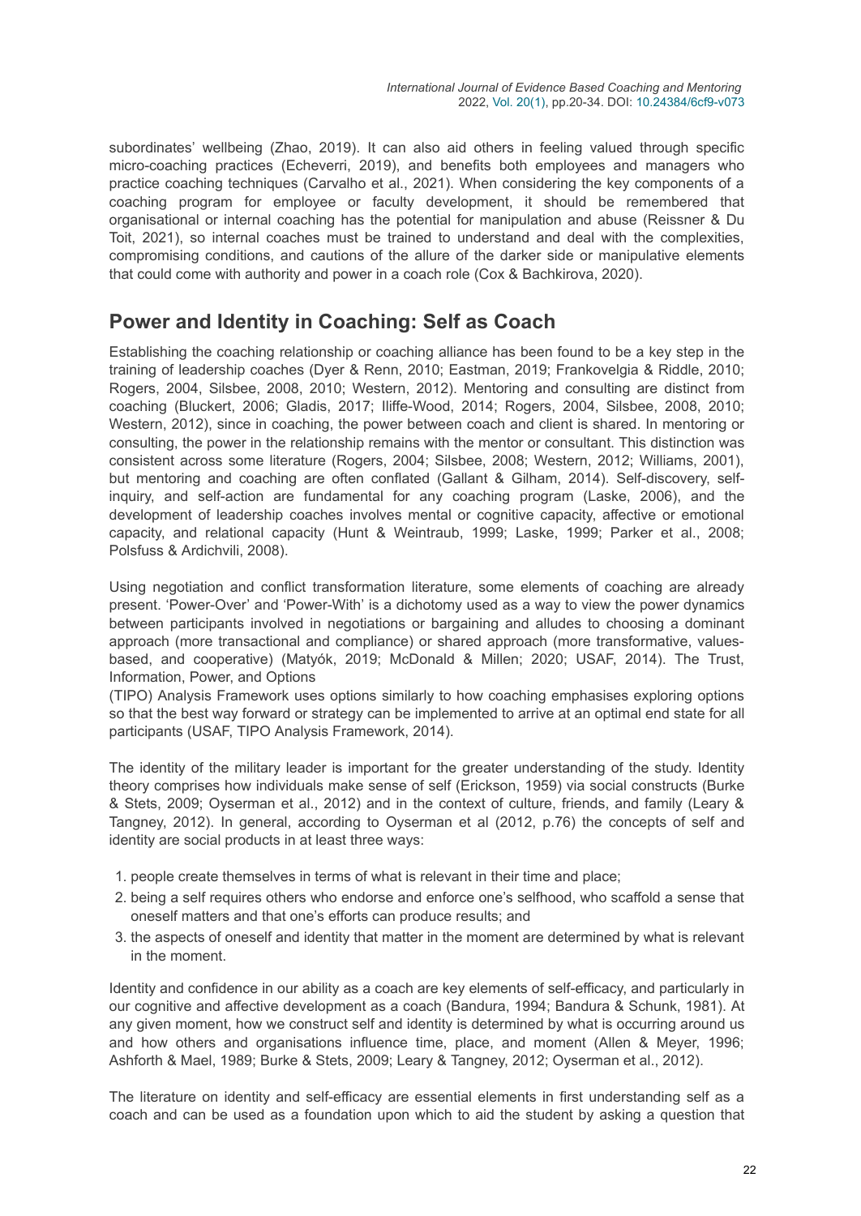subordinates' wellbeing (Zhao, 2019). It can also aid others in feeling valued through specific micro-coaching practices (Echeverri, 2019), and benefits both employees and managers who practice coaching techniques (Carvalho et al., 2021). When considering the key components of a coaching program for employee or faculty development, it should be remembered that organisational or internal coaching has the potential for manipulation and abuse (Reissner & Du Toit, 2021), so internal coaches must be trained to understand and deal with the complexities, compromising conditions, and cautions of the allure of the darker side or manipulative elements that could come with authority and power in a coach role (Cox & Bachkirova, 2020).

## Power and Identity in Coaching: Self as Coach

Establishing the coaching relationship or coaching alliance has been found to be a key step in the training of leadership coaches (Dyer & Renn, 2010; Eastman, 2019; Frankovelgia & Riddle, 2010; Rogers, 2004, Silsbee, 2008, 2010; Western, 2012). Mentoring and consulting are distinct from coaching (Bluckert, 2006; Gladis, 2017; Iliffe-Wood, 2014; Rogers, 2004, Silsbee, 2008, 2010; Western, 2012), since in coaching, the power between coach and client is shared. In mentoring or consulting, the power in the relationship remains with the mentor or consultant. This distinction was consistent across some literature (Rogers, 2004; Silsbee, 2008; Western, 2012; Williams, 2001), but mentoring and coaching are often conflated (Gallant & Gilham, 2014). Self-discovery, self-inquiry, and self-action are fundamental for any coaching program (Laske, 2006), and the development of leadership coaches involves mental or cognitive capacity, affective or emotional capacity, and relational capacity (Hunt & Weintraub, 1999; Laske, 1999; Parker et al., 2008; Polsfuss & Ardichvili, 2008).

Using negotiation and conflict transformation literature, some elements of coaching are already present. 'Power-Over' and 'Power-With' is a dichotomy used as a way to view the power dynamics between participants involved in negotiations or bargaining and alludes to choosing a dominant approach (more transactional and compliance) or shared approach (more transformative, values-based, and cooperative) (Matyók, 2019; McDonald & Millen; 2020; USAF, 2014). The Trust, Information, Power, and Options
(TIPO) Analysis Framework uses options similarly to how coaching emphasises exploring options so that the best way forward or strategy can be implemented to arrive at an optimal end state for all participants (USAF, TIPO Analysis Framework, 2014).

The identity of the military leader is important for the greater understanding of the study. Identity theory comprises how individuals make sense of self (Erickson, 1959) via social constructs (Burke & Stets, 2009; Oyserman et al., 2012) and in the context of culture, friends, and family (Leary & Tangney, 2012). In general, according to Oyserman et al (2012, p.76) the concepts of self and identity are social products in at least three ways:

1. people create themselves in terms of what is relevant in their time and place;
2. being a self requires others who endorse and enforce one's selfhood, who scaffold a sense that oneself matters and that one's efforts can produce results; and
3. the aspects of oneself and identity that matter in the moment are determined by what is relevant in the moment.

Identity and confidence in our ability as a coach are key elements of self-efficacy, and particularly in our cognitive and affective development as a coach (Bandura, 1994; Bandura & Schunk, 1981). At any given moment, how we construct self and identity is determined by what is occurring around us and how others and organisations influence time, place, and moment (Allen & Meyer, 1996; Ashforth & Mael, 1989; Burke & Stets, 2009; Leary & Tangney, 2012; Oyserman et al., 2012).

The literature on identity and self-efficacy are essential elements in first understanding self as a coach and can be used as a foundation upon which to aid the student by asking a question that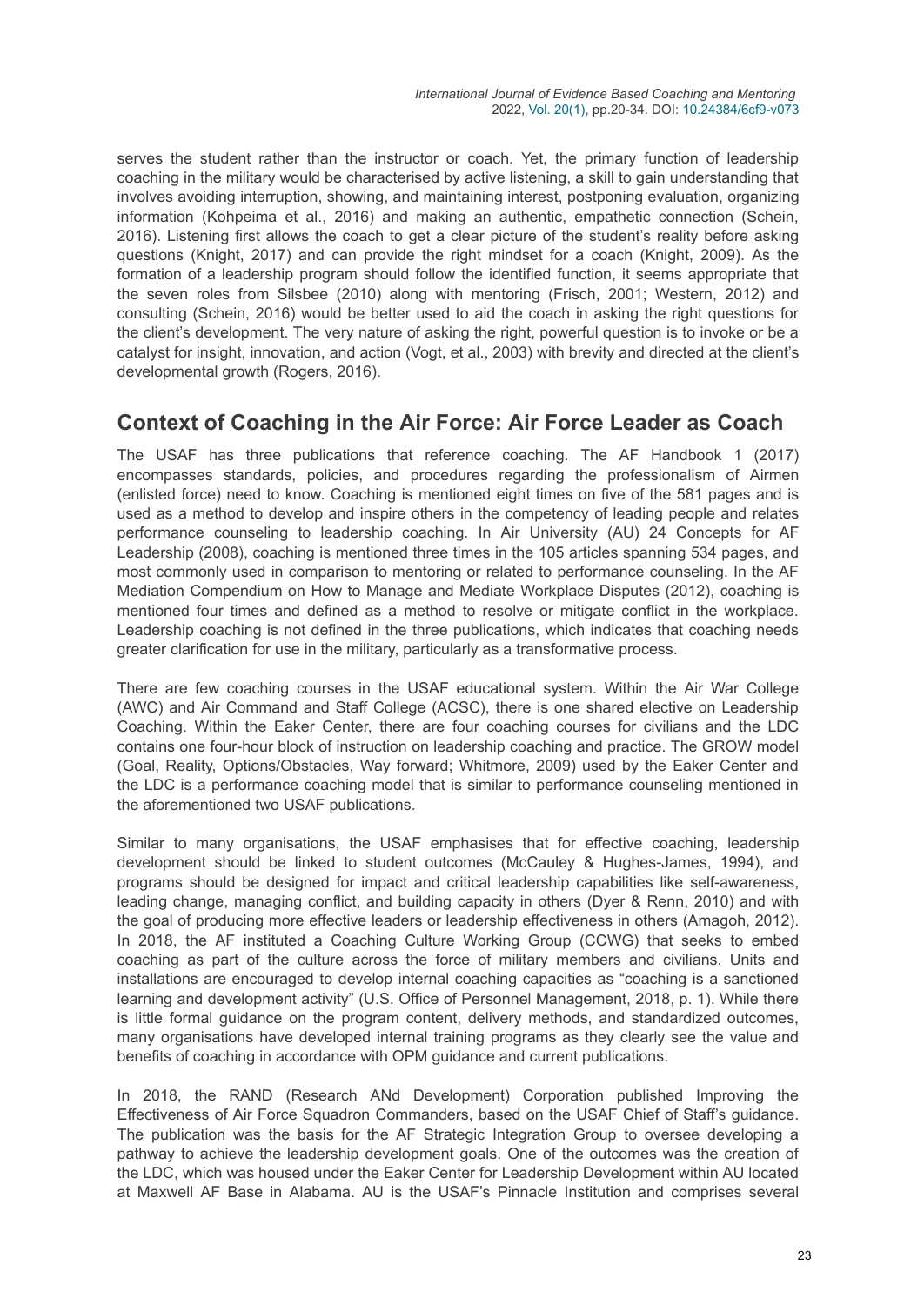serves the student rather than the instructor or coach. Yet, the primary function of leadership coaching in the military would be characterised by active listening, a skill to gain understanding that involves avoiding interruption, showing, and maintaining interest, postponing evaluation, organizing information (Kohpeima et al., 2016) and making an authentic, empathetic connection (Schein, 2016). Listening first allows the coach to get a clear picture of the student's reality before asking questions (Knight, 2017) and can provide the right mindset for a coach (Knight, 2009). As the formation of a leadership program should follow the identified function, it seems appropriate that the seven roles from Silsbee (2010) along with mentoring (Frisch, 2001; Western, 2012) and consulting (Schein, 2016) would be better used to aid the coach in asking the right questions for the client's development. The very nature of asking the right, powerful question is to invoke or be a catalyst for insight, innovation, and action (Vogt, et al., 2003) with brevity and directed at the client's developmental growth (Rogers, 2016).

## Context of Coaching in the Air Force: Air Force Leader as Coach

The USAF has three publications that reference coaching. The AF Handbook 1 (2017) encompasses standards, policies, and procedures regarding the professionalism of Airmen (enlisted force) need to know. Coaching is mentioned eight times on five of the 581 pages and is used as a method to develop and inspire others in the competency of leading people and relates performance counseling to leadership coaching. In Air University (AU) 24 Concepts for AF Leadership (2008), coaching is mentioned three times in the 105 articles spanning 534 pages, and most commonly used in comparison to mentoring or related to performance counseling. In the AF Mediation Compendium on How to Manage and Mediate Workplace Disputes (2012), coaching is mentioned four times and defined as a method to resolve or mitigate conflict in the workplace. Leadership coaching is not defined in the three publications, which indicates that coaching needs greater clarification for use in the military, particularly as a transformative process.

There are few coaching courses in the USAF educational system. Within the Air War College (AWC) and Air Command and Staff College (ACSC), there is one shared elective on Leadership Coaching. Within the Eaker Center, there are four coaching courses for civilians and the LDC contains one four-hour block of instruction on leadership coaching and practice. The GROW model (Goal, Reality, Options/Obstacles, Way forward; Whitmore, 2009) used by the Eaker Center and the LDC is a performance coaching model that is similar to performance counseling mentioned in the aforementioned two USAF publications.

Similar to many organisations, the USAF emphasises that for effective coaching, leadership development should be linked to student outcomes (McCauley & Hughes-James, 1994), and programs should be designed for impact and critical leadership capabilities like self-awareness, leading change, managing conflict, and building capacity in others (Dyer & Renn, 2010) and with the goal of producing more effective leaders or leadership effectiveness in others (Amagoh, 2012). In 2018, the AF instituted a Coaching Culture Working Group (CCWG) that seeks to embed coaching as part of the culture across the force of military members and civilians. Units and installations are encouraged to develop internal coaching capacities as "coaching is a sanctioned learning and development activity" (U.S. Office of Personnel Management, 2018, p. 1). While there is little formal guidance on the program content, delivery methods, and standardized outcomes, many organisations have developed internal training programs as they clearly see the value and benefits of coaching in accordance with OPM guidance and current publications.

In 2018, the RAND (Research ANd Development) Corporation published Improving the Effectiveness of Air Force Squadron Commanders, based on the USAF Chief of Staff's guidance. The publication was the basis for the AF Strategic Integration Group to oversee developing a pathway to achieve the leadership development goals. One of the outcomes was the creation of the LDC, which was housed under the Eaker Center for Leadership Development within AU located at Maxwell AF Base in Alabama. AU is the USAF's Pinnacle Institution and comprises several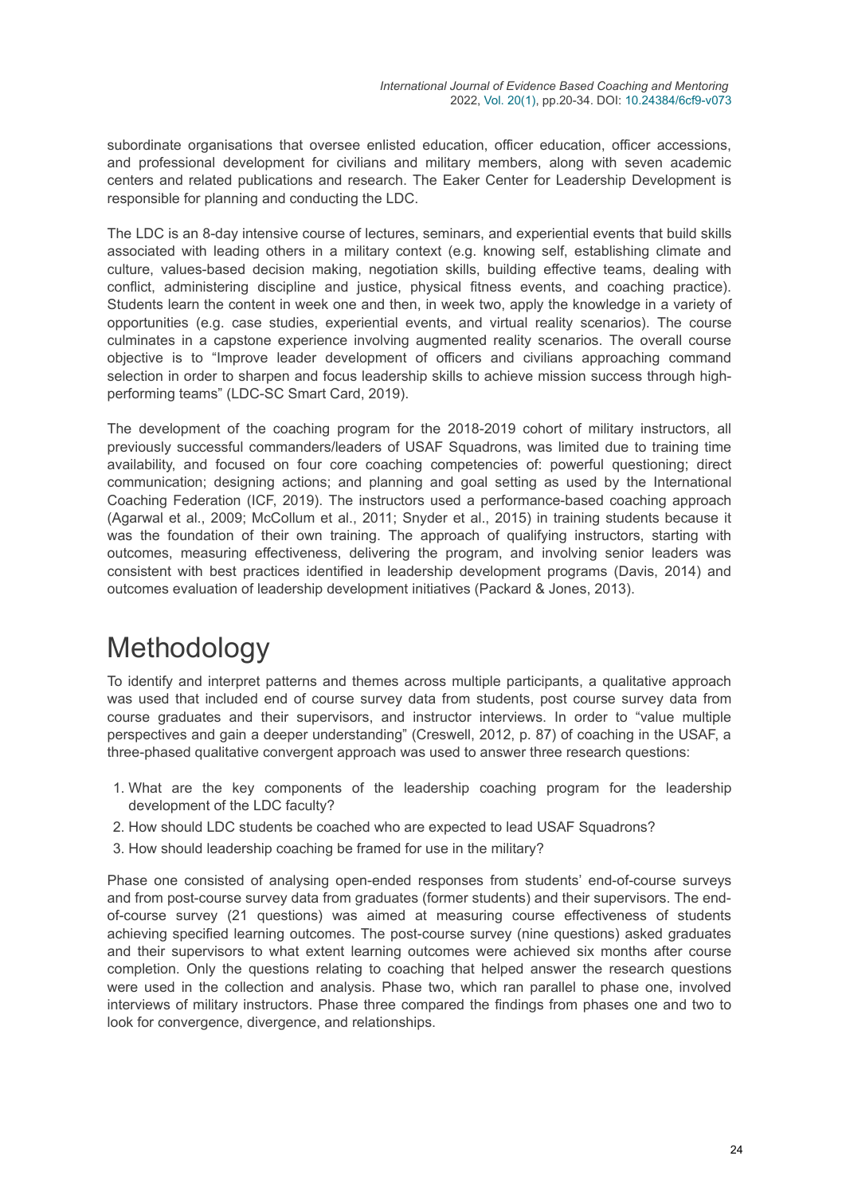subordinate organisations that oversee enlisted education, officer education, officer accessions, and professional development for civilians and military members, along with seven academic centers and related publications and research. The Eaker Center for Leadership Development is responsible for planning and conducting the LDC.

The LDC is an 8-day intensive course of lectures, seminars, and experiential events that build skills associated with leading others in a military context (e.g. knowing self, establishing climate and culture, values-based decision making, negotiation skills, building effective teams, dealing with conflict, administering discipline and justice, physical fitness events, and coaching practice). Students learn the content in week one and then, in week two, apply the knowledge in a variety of opportunities (e.g. case studies, experiential events, and virtual reality scenarios). The course culminates in a capstone experience involving augmented reality scenarios. The overall course objective is to "Improve leader development of officers and civilians approaching command selection in order to sharpen and focus leadership skills to achieve mission success through high-performing teams" (LDC-SC Smart Card, 2019).

The development of the coaching program for the 2018-2019 cohort of military instructors, all previously successful commanders/leaders of USAF Squadrons, was limited due to training time availability, and focused on four core coaching competencies of: powerful questioning; direct communication; designing actions; and planning and goal setting as used by the International Coaching Federation (ICF, 2019). The instructors used a performance-based coaching approach (Agarwal et al., 2009; McCollum et al., 2011; Snyder et al., 2015) in training students because it was the foundation of their own training. The approach of qualifying instructors, starting with outcomes, measuring effectiveness, delivering the program, and involving senior leaders was consistent with best practices identified in leadership development programs (Davis, 2014) and outcomes evaluation of leadership development initiatives (Packard & Jones, 2013).

# Methodology

To identify and interpret patterns and themes across multiple participants, a qualitative approach was used that included end of course survey data from students, post course survey data from course graduates and their supervisors, and instructor interviews. In order to "value multiple perspectives and gain a deeper understanding" (Creswell, 2012, p. 87) of coaching in the USAF, a three-phased qualitative convergent approach was used to answer three research questions:

1. What are the key components of the leadership coaching program for the leadership development of the LDC faculty?
2. How should LDC students be coached who are expected to lead USAF Squadrons?
3. How should leadership coaching be framed for use in the military?

Phase one consisted of analysing open-ended responses from students' end-of-course surveys and from post-course survey data from graduates (former students) and their supervisors. The end-of-course survey (21 questions) was aimed at measuring course effectiveness of students achieving specified learning outcomes. The post-course survey (nine questions) asked graduates and their supervisors to what extent learning outcomes were achieved six months after course completion. Only the questions relating to coaching that helped answer the research questions were used in the collection and analysis. Phase two, which ran parallel to phase one, involved interviews of military instructors. Phase three compared the findings from phases one and two to look for convergence, divergence, and relationships.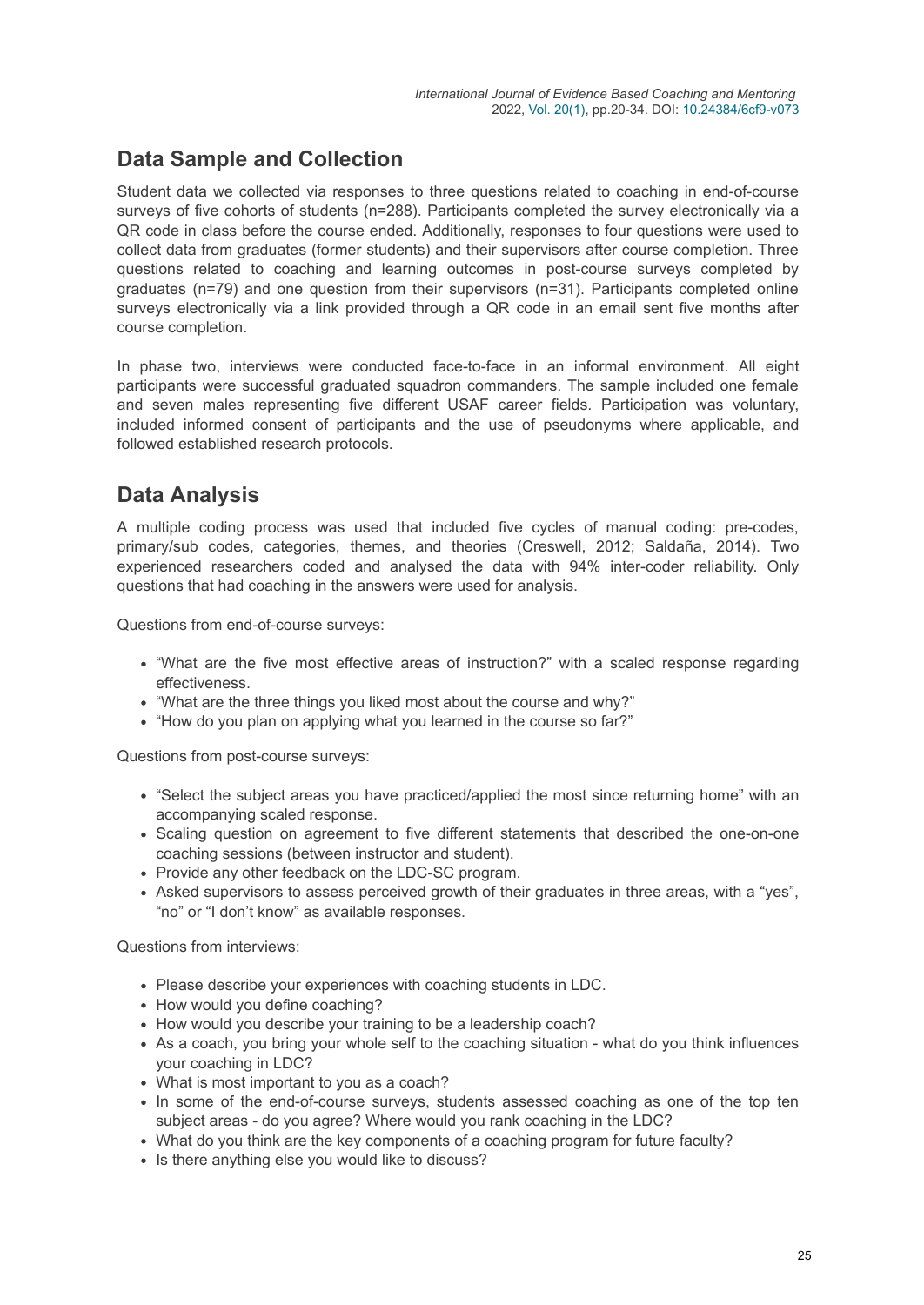## Data Sample and Collection

Student data we collected via responses to three questions related to coaching in end-of-course surveys of five cohorts of students (n=288). Participants completed the survey electronically via a QR code in class before the course ended. Additionally, responses to four questions were used to collect data from graduates (former students) and their supervisors after course completion. Three questions related to coaching and learning outcomes in post-course surveys completed by graduates (n=79) and one question from their supervisors (n=31). Participants completed online surveys electronically via a link provided through a QR code in an email sent five months after course completion.

In phase two, interviews were conducted face-to-face in an informal environment. All eight participants were successful graduated squadron commanders. The sample included one female and seven males representing five different USAF career fields. Participation was voluntary, included informed consent of participants and the use of pseudonyms where applicable, and followed established research protocols.

## Data Analysis

A multiple coding process was used that included five cycles of manual coding: pre-codes, primary/sub codes, categories, themes, and theories (Creswell, 2012; Saldaña, 2014). Two experienced researchers coded and analysed the data with 94% inter-coder reliability. Only questions that had coaching in the answers were used for analysis.

Questions from end-of-course surveys:

- "What are the five most effective areas of instruction?" with a scaled response regarding effectiveness.
- "What are the three things you liked most about the course and why?"
- "How do you plan on applying what you learned in the course so far?"

Questions from post-course surveys:

- "Select the subject areas you have practiced/applied the most since returning home" with an accompanying scaled response.
- Scaling question on agreement to five different statements that described the one-on-one coaching sessions (between instructor and student).
- Provide any other feedback on the LDC-SC program.
- Asked supervisors to assess perceived growth of their graduates in three areas, with a "yes", "no" or "I don't know" as available responses.

Questions from interviews:

- Please describe your experiences with coaching students in LDC.
- How would you define coaching?
- How would you describe your training to be a leadership coach?
- As a coach, you bring your whole self to the coaching situation - what do you think influences your coaching in LDC?
- What is most important to you as a coach?
- In some of the end-of-course surveys, students assessed coaching as one of the top ten subject areas - do you agree? Where would you rank coaching in the LDC?
- What do you think are the key components of a coaching program for future faculty?
- Is there anything else you would like to discuss?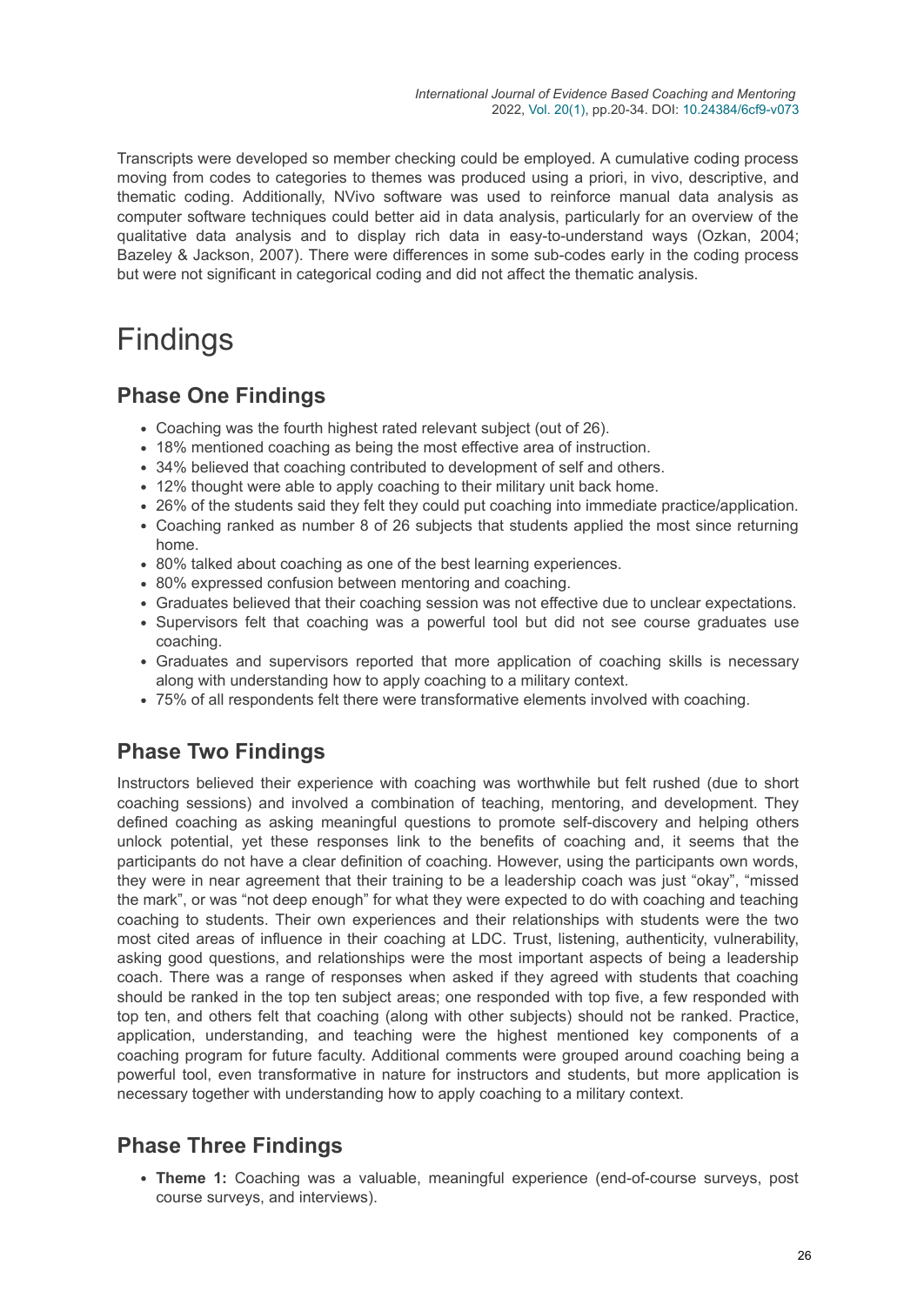Transcripts were developed so member checking could be employed. A cumulative coding process moving from codes to categories to themes was produced using a priori, in vivo, descriptive, and thematic coding. Additionally, NVivo software was used to reinforce manual data analysis as computer software techniques could better aid in data analysis, particularly for an overview of the qualitative data analysis and to display rich data in easy-to-understand ways (Ozkan, 2004; Bazeley & Jackson, 2007). There were differences in some sub-codes early in the coding process but were not significant in categorical coding and did not affect the thematic analysis.

# Findings

## Phase One Findings

- Coaching was the fourth highest rated relevant subject (out of 26).
- 18% mentioned coaching as being the most effective area of instruction.
- 34% believed that coaching contributed to development of self and others.
- 12% thought were able to apply coaching to their military unit back home.
- 26% of the students said they felt they could put coaching into immediate practice/application.
- Coaching ranked as number 8 of 26 subjects that students applied the most since returning home.
- 80% talked about coaching as one of the best learning experiences.
- 80% expressed confusion between mentoring and coaching.
- Graduates believed that their coaching session was not effective due to unclear expectations.
- Supervisors felt that coaching was a powerful tool but did not see course graduates use coaching.
- Graduates and supervisors reported that more application of coaching skills is necessary along with understanding how to apply coaching to a military context.
- 75% of all respondents felt there were transformative elements involved with coaching.

## Phase Two Findings

Instructors believed their experience with coaching was worthwhile but felt rushed (due to short coaching sessions) and involved a combination of teaching, mentoring, and development. They defined coaching as asking meaningful questions to promote self-discovery and helping others unlock potential, yet these responses link to the benefits of coaching and, it seems that the participants do not have a clear definition of coaching. However, using the participants own words, they were in near agreement that their training to be a leadership coach was just "okay", "missed the mark", or was "not deep enough" for what they were expected to do with coaching and teaching coaching to students. Their own experiences and their relationships with students were the two most cited areas of influence in their coaching at LDC. Trust, listening, authenticity, vulnerability, asking good questions, and relationships were the most important aspects of being a leadership coach. There was a range of responses when asked if they agreed with students that coaching should be ranked in the top ten subject areas; one responded with top five, a few responded with top ten, and others felt that coaching (along with other subjects) should not be ranked. Practice, application, understanding, and teaching were the highest mentioned key components of a coaching program for future faculty. Additional comments were grouped around coaching being a powerful tool, even transformative in nature for instructors and students, but more application is necessary together with understanding how to apply coaching to a military context.

## Phase Three Findings

- **Theme 1:** Coaching was a valuable, meaningful experience (end-of-course surveys, post course surveys, and interviews).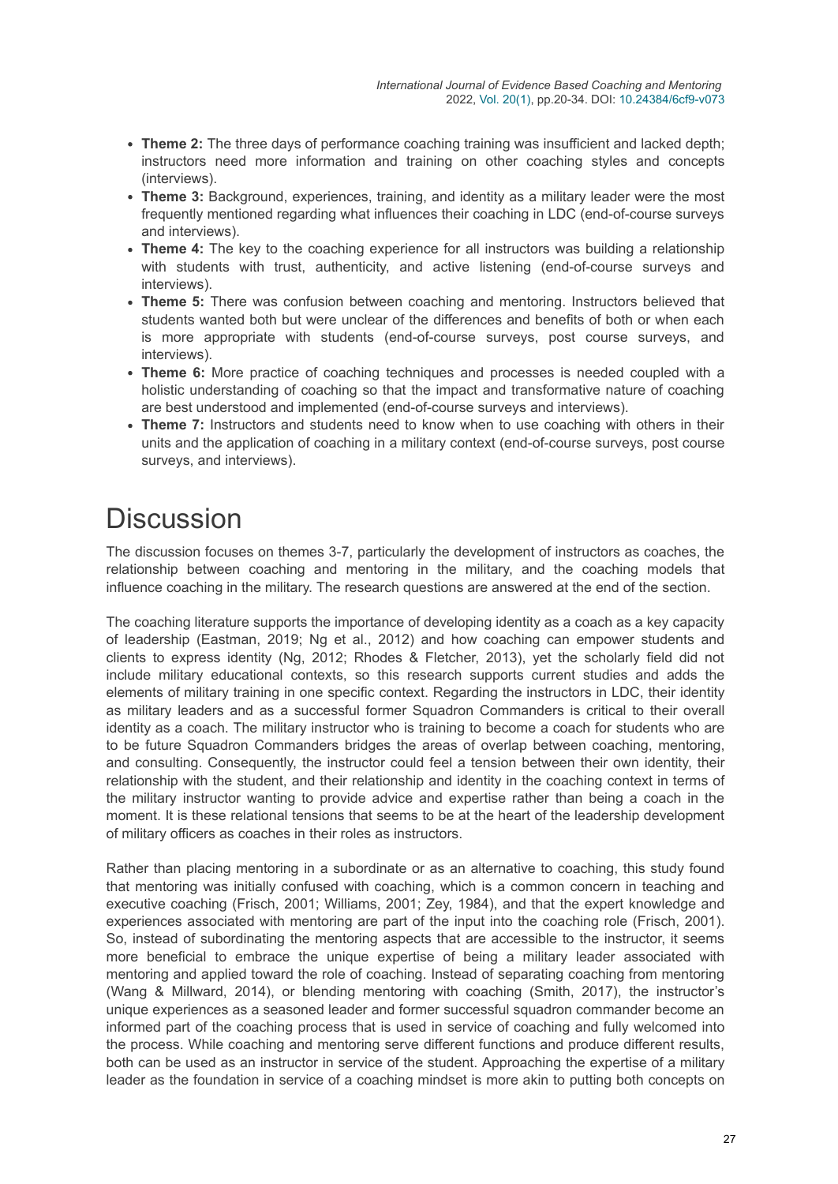- **Theme 2:** The three days of performance coaching training was insufficient and lacked depth; instructors need more information and training on other coaching styles and concepts (interviews).
- **Theme 3:** Background, experiences, training, and identity as a military leader were the most frequently mentioned regarding what influences their coaching in LDC (end-of-course surveys and interviews).
- **Theme 4:** The key to the coaching experience for all instructors was building a relationship with students with trust, authenticity, and active listening (end-of-course surveys and interviews).
- **Theme 5:** There was confusion between coaching and mentoring. Instructors believed that students wanted both but were unclear of the differences and benefits of both or when each is more appropriate with students (end-of-course surveys, post course surveys, and interviews).
- **Theme 6:** More practice of coaching techniques and processes is needed coupled with a holistic understanding of coaching so that the impact and transformative nature of coaching are best understood and implemented (end-of-course surveys and interviews).
- **Theme 7:** Instructors and students need to know when to use coaching with others in their units and the application of coaching in a military context (end-of-course surveys, post course surveys, and interviews).

# Discussion

The discussion focuses on themes 3-7, particularly the development of instructors as coaches, the relationship between coaching and mentoring in the military, and the coaching models that influence coaching in the military. The research questions are answered at the end of the section.

The coaching literature supports the importance of developing identity as a coach as a key capacity of leadership (Eastman, 2019; Ng et al., 2012) and how coaching can empower students and clients to express identity (Ng, 2012; Rhodes & Fletcher, 2013), yet the scholarly field did not include military educational contexts, so this research supports current studies and adds the elements of military training in one specific context. Regarding the instructors in LDC, their identity as military leaders and as a successful former Squadron Commanders is critical to their overall identity as a coach. The military instructor who is training to become a coach for students who are to be future Squadron Commanders bridges the areas of overlap between coaching, mentoring, and consulting. Consequently, the instructor could feel a tension between their own identity, their relationship with the student, and their relationship and identity in the coaching context in terms of the military instructor wanting to provide advice and expertise rather than being a coach in the moment. It is these relational tensions that seems to be at the heart of the leadership development of military officers as coaches in their roles as instructors.

Rather than placing mentoring in a subordinate or as an alternative to coaching, this study found that mentoring was initially confused with coaching, which is a common concern in teaching and executive coaching (Frisch, 2001; Williams, 2001; Zey, 1984), and that the expert knowledge and experiences associated with mentoring are part of the input into the coaching role (Frisch, 2001). So, instead of subordinating the mentoring aspects that are accessible to the instructor, it seems more beneficial to embrace the unique expertise of being a military leader associated with mentoring and applied toward the role of coaching. Instead of separating coaching from mentoring (Wang & Millward, 2014), or blending mentoring with coaching (Smith, 2017), the instructor's unique experiences as a seasoned leader and former successful squadron commander become an informed part of the coaching process that is used in service of coaching and fully welcomed into the process. While coaching and mentoring serve different functions and produce different results, both can be used as an instructor in service of the student. Approaching the expertise of a military leader as the foundation in service of a coaching mindset is more akin to putting both concepts on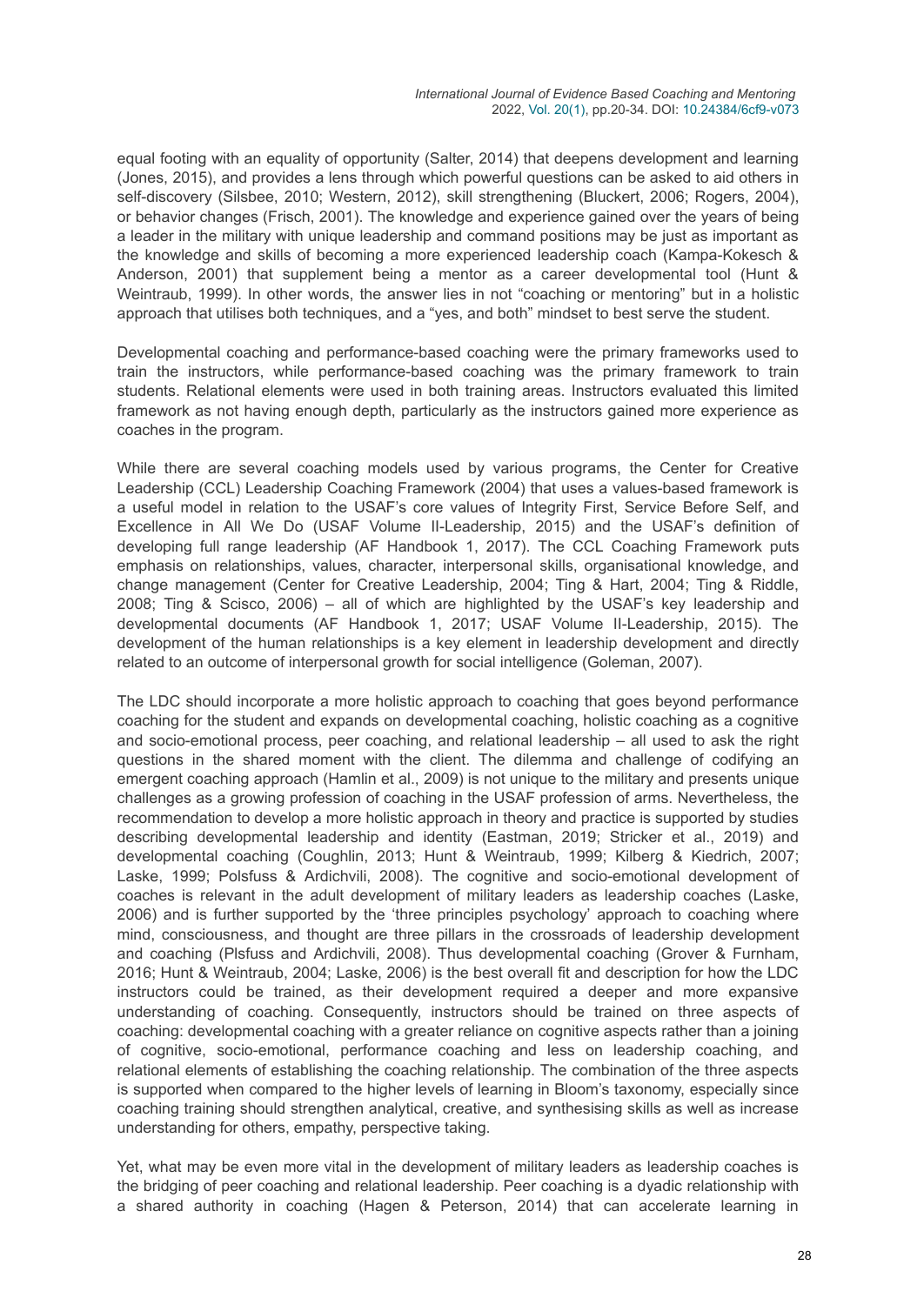equal footing with an equality of opportunity (Salter, 2014) that deepens development and learning (Jones, 2015), and provides a lens through which powerful questions can be asked to aid others in self-discovery (Silsbee, 2010; Western, 2012), skill strengthening (Bluckert, 2006; Rogers, 2004), or behavior changes (Frisch, 2001). The knowledge and experience gained over the years of being a leader in the military with unique leadership and command positions may be just as important as the knowledge and skills of becoming a more experienced leadership coach (Kampa-Kokesch & Anderson, 2001) that supplement being a mentor as a career developmental tool (Hunt & Weintraub, 1999). In other words, the answer lies in not "coaching or mentoring" but in a holistic approach that utilises both techniques, and a "yes, and both" mindset to best serve the student.

Developmental coaching and performance-based coaching were the primary frameworks used to train the instructors, while performance-based coaching was the primary framework to train students. Relational elements were used in both training areas. Instructors evaluated this limited framework as not having enough depth, particularly as the instructors gained more experience as coaches in the program.

While there are several coaching models used by various programs, the Center for Creative Leadership (CCL) Leadership Coaching Framework (2004) that uses a values-based framework is a useful model in relation to the USAF's core values of Integrity First, Service Before Self, and Excellence in All We Do (USAF Volume II-Leadership, 2015) and the USAF's definition of developing full range leadership (AF Handbook 1, 2017). The CCL Coaching Framework puts emphasis on relationships, values, character, interpersonal skills, organisational knowledge, and change management (Center for Creative Leadership, 2004; Ting & Hart, 2004; Ting & Riddle, 2008; Ting & Scisco, 2006) – all of which are highlighted by the USAF's key leadership and developmental documents (AF Handbook 1, 2017; USAF Volume II-Leadership, 2015). The development of the human relationships is a key element in leadership development and directly related to an outcome of interpersonal growth for social intelligence (Goleman, 2007).

The LDC should incorporate a more holistic approach to coaching that goes beyond performance coaching for the student and expands on developmental coaching, holistic coaching as a cognitive and socio-emotional process, peer coaching, and relational leadership – all used to ask the right questions in the shared moment with the client. The dilemma and challenge of codifying an emergent coaching approach (Hamlin et al., 2009) is not unique to the military and presents unique challenges as a growing profession of coaching in the USAF profession of arms. Nevertheless, the recommendation to develop a more holistic approach in theory and practice is supported by studies describing developmental leadership and identity (Eastman, 2019; Stricker et al., 2019) and developmental coaching (Coughlin, 2013; Hunt & Weintraub, 1999; Kilberg & Kiedrich, 2007; Laske, 1999; Polsfuss & Ardichvili, 2008). The cognitive and socio-emotional development of coaches is relevant in the adult development of military leaders as leadership coaches (Laske, 2006) and is further supported by the 'three principles psychology' approach to coaching where mind, consciousness, and thought are three pillars in the crossroads of leadership development and coaching (Plsfuss and Ardichvili, 2008). Thus developmental coaching (Grover & Furnham, 2016; Hunt & Weintraub, 2004; Laske, 2006) is the best overall fit and description for how the LDC instructors could be trained, as their development required a deeper and more expansive understanding of coaching. Consequently, instructors should be trained on three aspects of coaching: developmental coaching with a greater reliance on cognitive aspects rather than a joining of cognitive, socio-emotional, performance coaching and less on leadership coaching, and relational elements of establishing the coaching relationship. The combination of the three aspects is supported when compared to the higher levels of learning in Bloom's taxonomy, especially since coaching training should strengthen analytical, creative, and synthesising skills as well as increase understanding for others, empathy, perspective taking.

Yet, what may be even more vital in the development of military leaders as leadership coaches is the bridging of peer coaching and relational leadership. Peer coaching is a dyadic relationship with a shared authority in coaching (Hagen & Peterson, 2014) that can accelerate learning in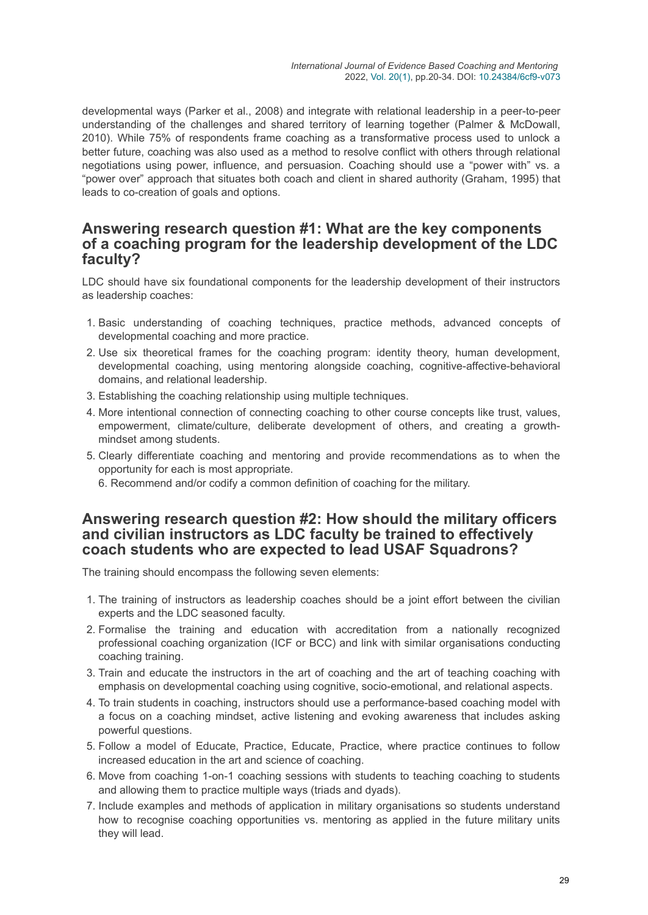developmental ways (Parker et al., 2008) and integrate with relational leadership in a peer-to-peer understanding of the challenges and shared territory of learning together (Palmer & McDowall, 2010). While 75% of respondents frame coaching as a transformative process used to unlock a better future, coaching was also used as a method to resolve conflict with others through relational negotiations using power, influence, and persuasion. Coaching should use a "power with" vs. a "power over" approach that situates both coach and client in shared authority (Graham, 1995) that leads to co-creation of goals and options.

## Answering research question #1: What are the key components of a coaching program for the leadership development of the LDC faculty?

LDC should have six foundational components for the leadership development of their instructors as leadership coaches:

1. Basic understanding of coaching techniques, practice methods, advanced concepts of developmental coaching and more practice.
2. Use six theoretical frames for the coaching program: identity theory, human development, developmental coaching, using mentoring alongside coaching, cognitive-affective-behavioral domains, and relational leadership.
3. Establishing the coaching relationship using multiple techniques.
4. More intentional connection of connecting coaching to other course concepts like trust, values, empowerment, climate/culture, deliberate development of others, and creating a growth-mindset among students.
5. Clearly differentiate coaching and mentoring and provide recommendations as to when the opportunity for each is most appropriate.
6. Recommend and/or codify a common definition of coaching for the military.

## Answering research question #2: How should the military officers and civilian instructors as LDC faculty be trained to effectively coach students who are expected to lead USAF Squadrons?

The training should encompass the following seven elements:

1. The training of instructors as leadership coaches should be a joint effort between the civilian experts and the LDC seasoned faculty.
2. Formalise the training and education with accreditation from a nationally recognized professional coaching organization (ICF or BCC) and link with similar organisations conducting coaching training.
3. Train and educate the instructors in the art of coaching and the art of teaching coaching with emphasis on developmental coaching using cognitive, socio-emotional, and relational aspects.
4. To train students in coaching, instructors should use a performance-based coaching model with a focus on a coaching mindset, active listening and evoking awareness that includes asking powerful questions.
5. Follow a model of Educate, Practice, Educate, Practice, where practice continues to follow increased education in the art and science of coaching.
6. Move from coaching 1-on-1 coaching sessions with students to teaching coaching to students and allowing them to practice multiple ways (triads and dyads).
7. Include examples and methods of application in military organisations so students understand how to recognise coaching opportunities vs. mentoring as applied in the future military units they will lead.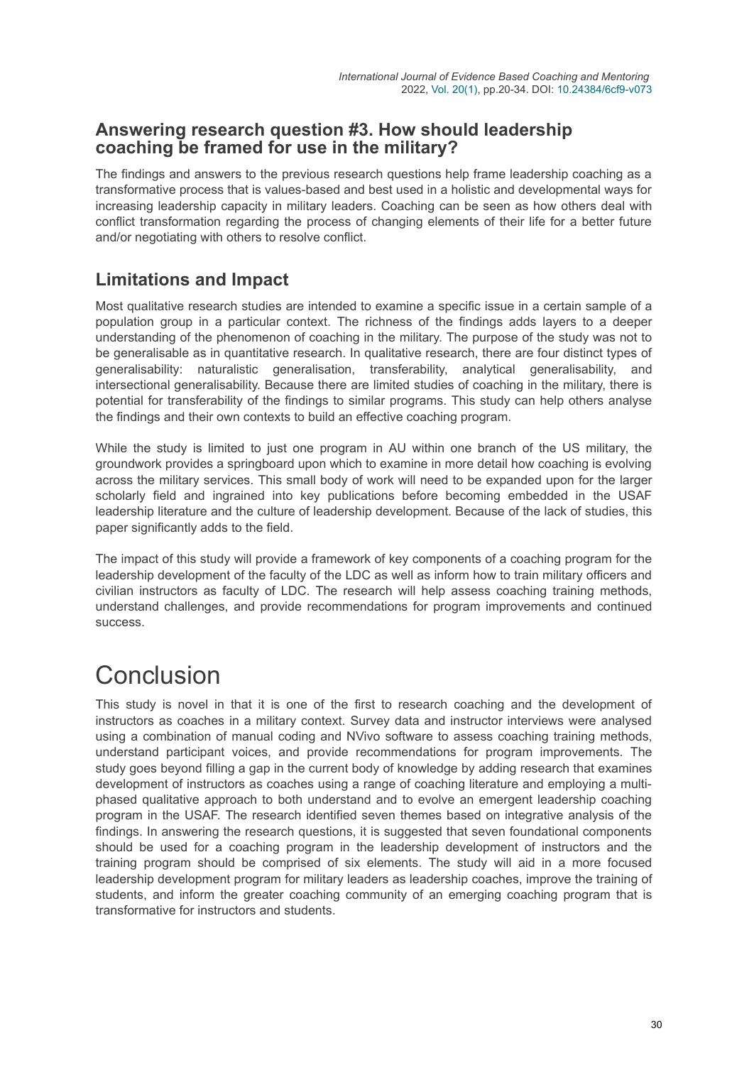### Answering research question #3. How should leadership coaching be framed for use in the military?

The findings and answers to the previous research questions help frame leadership coaching as a transformative process that is values-based and best used in a holistic and developmental ways for increasing leadership capacity in military leaders. Coaching can be seen as how others deal with conflict transformation regarding the process of changing elements of their life for a better future and/or negotiating with others to resolve conflict.

## Limitations and Impact

Most qualitative research studies are intended to examine a specific issue in a certain sample of a population group in a particular context. The richness of the findings adds layers to a deeper understanding of the phenomenon of coaching in the military. The purpose of the study was not to be generalisable as in quantitative research. In qualitative research, there are four distinct types of generalisability: naturalistic generalisation, transferability, analytical generalisability, and intersectional generalisability. Because there are limited studies of coaching in the military, there is potential for transferability of the findings to similar programs. This study can help others analyse the findings and their own contexts to build an effective coaching program.

While the study is limited to just one program in AU within one branch of the US military, the groundwork provides a springboard upon which to examine in more detail how coaching is evolving across the military services. This small body of work will need to be expanded upon for the larger scholarly field and ingrained into key publications before becoming embedded in the USAF leadership literature and the culture of leadership development. Because of the lack of studies, this paper significantly adds to the field.

The impact of this study will provide a framework of key components of a coaching program for the leadership development of the faculty of the LDC as well as inform how to train military officers and civilian instructors as faculty of LDC. The research will help assess coaching training methods, understand challenges, and provide recommendations for program improvements and continued success.

# Conclusion

This study is novel in that it is one of the first to research coaching and the development of instructors as coaches in a military context. Survey data and instructor interviews were analysed using a combination of manual coding and NVivo software to assess coaching training methods, understand participant voices, and provide recommendations for program improvements. The study goes beyond filling a gap in the current body of knowledge by adding research that examines development of instructors as coaches using a range of coaching literature and employing a multi-phased qualitative approach to both understand and to evolve an emergent leadership coaching program in the USAF. The research identified seven themes based on integrative analysis of the findings. In answering the research questions, it is suggested that seven foundational components should be used for a coaching program in the leadership development of instructors and the training program should be comprised of six elements. The study will aid in a more focused leadership development program for military leaders as leadership coaches, improve the training of students, and inform the greater coaching community of an emerging coaching program that is transformative for instructors and students.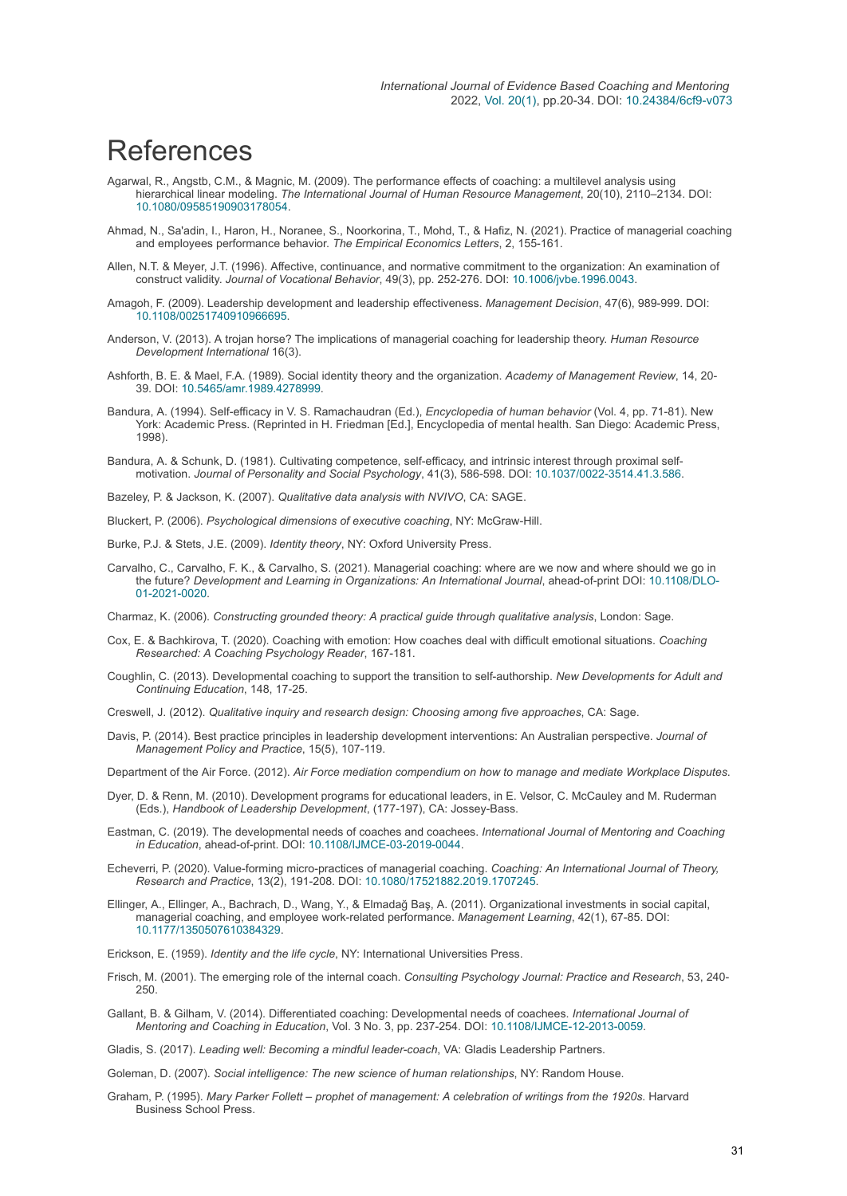# References

Agarwal, R., Angstb, C.M., & Magnic, M. (2009). The performance effects of coaching: a multilevel analysis using hierarchical linear modeling. *The International Journal of Human Resource Management*, 20(10), 2110–2134. DOI: 10.1080/09585190903178054.

Ahmad, N., Sa'adin, I., Haron, H., Noranee, S., Noorkorina, T., Mohd, T., & Hafiz, N. (2021). Practice of managerial coaching and employees performance behavior. *The Empirical Economics Letters*, 2, 155-161.

Allen, N.T. & Meyer, J.T. (1996). Affective, continuance, and normative commitment to the organization: An examination of construct validity. *Journal of Vocational Behavior*, 49(3), pp. 252-276. DOI: 10.1006/jvbe.1996.0043.

Amagoh, F. (2009). Leadership development and leadership effectiveness. *Management Decision*, 47(6), 989-999. DOI: 10.1108/00251740910966695.

Anderson, V. (2013). A trojan horse? The implications of managerial coaching for leadership theory. *Human Resource Development International* 16(3).

Ashforth, B. E. & Mael, F.A. (1989). Social identity theory and the organization. *Academy of Management Review*, 14, 20-39. DOI: 10.5465/amr.1989.4278999.

Bandura, A. (1994). Self-efficacy in V. S. Ramachaudran (Ed.), *Encyclopedia of human behavior* (Vol. 4, pp. 71-81). New York: Academic Press. (Reprinted in H. Friedman [Ed.], Encyclopedia of mental health. San Diego: Academic Press, 1998).

Bandura, A. & Schunk, D. (1981). Cultivating competence, self-efficacy, and intrinsic interest through proximal self-motivation. *Journal of Personality and Social Psychology*, 41(3), 586-598. DOI: 10.1037/0022-3514.41.3.586.

Bazeley, P. & Jackson, K. (2007). *Qualitative data analysis with NVIVO*, CA: SAGE.

Bluckert, P. (2006). *Psychological dimensions of executive coaching*, NY: McGraw-Hill.

Burke, P.J. & Stets, J.E. (2009). *Identity theory*, NY: Oxford University Press.

Carvalho, C., Carvalho, F. K., & Carvalho, S. (2021). Managerial coaching: where are we now and where should we go in the future? *Development and Learning in Organizations: An International Journal*, ahead-of-print DOI: 10.1108/DLO-01-2021-0020.

Charmaz, K. (2006). *Constructing grounded theory: A practical guide through qualitative analysis*, London: Sage.

Cox, E. & Bachkirova, T. (2020). Coaching with emotion: How coaches deal with difficult emotional situations. *Coaching Researched: A Coaching Psychology Reader*, 167-181.

Coughlin, C. (2013). Developmental coaching to support the transition to self-authorship. *New Developments for Adult and Continuing Education*, 148, 17-25.

Creswell, J. (2012). *Qualitative inquiry and research design: Choosing among five approaches*, CA: Sage.

Davis, P. (2014). Best practice principles in leadership development interventions: An Australian perspective. *Journal of Management Policy and Practice*, 15(5), 107-119.

Department of the Air Force. (2012). *Air Force mediation compendium on how to manage and mediate Workplace Disputes*.

Dyer, D. & Renn, M. (2010). Development programs for educational leaders, in E. Velsor, C. McCauley and M. Ruderman (Eds.), *Handbook of Leadership Development*, (177-197), CA: Jossey-Bass.

Eastman, C. (2019). The developmental needs of coaches and coachees. *International Journal of Mentoring and Coaching in Education*, ahead-of-print. DOI: 10.1108/IJMCE-03-2019-0044.

Echeverri, P. (2020). Value-forming micro-practices of managerial coaching. *Coaching: An International Journal of Theory, Research and Practice*, 13(2), 191-208. DOI: 10.1080/17521882.2019.1707245.

Ellinger, A., Ellinger, A., Bachrach, D., Wang, Y., & Elmadağ Baş, A. (2011). Organizational investments in social capital, managerial coaching, and employee work-related performance. *Management Learning*, 42(1), 67-85. DOI: 10.1177/1350507610384329.

Erickson, E. (1959). *Identity and the life cycle*, NY: International Universities Press.

Frisch, M. (2001). The emerging role of the internal coach. *Consulting Psychology Journal: Practice and Research*, 53, 240-250.

Gallant, B. & Gilham, V. (2014). Differentiated coaching: Developmental needs of coachees. *International Journal of Mentoring and Coaching in Education*, Vol. 3 No. 3, pp. 237-254. DOI: 10.1108/IJMCE-12-2013-0059.

Gladis, S. (2017). *Leading well: Becoming a mindful leader-coach*, VA: Gladis Leadership Partners.

Goleman, D. (2007). *Social intelligence: The new science of human relationships*, NY: Random House.

Graham, P. (1995). *Mary Parker Follett – prophet of management: A celebration of writings from the 1920s*. Harvard Business School Press.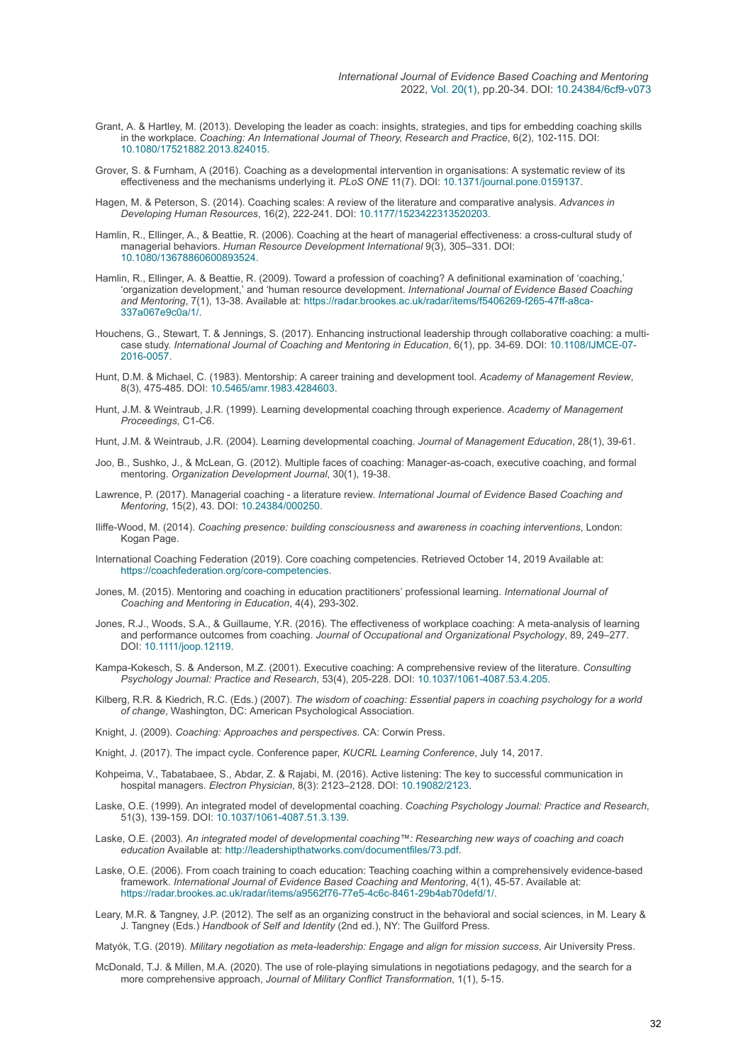Grant, A. & Hartley, M. (2013). Developing the leader as coach: insights, strategies, and tips for embedding coaching skills in the workplace. *Coaching: An International Journal of Theory, Research and Practice*, 6(2), 102-115. DOI: 10.1080/17521882.2013.824015.

Grover, S. & Furnham, A (2016). Coaching as a developmental intervention in organisations: A systematic review of its effectiveness and the mechanisms underlying it. *PLoS ONE* 11(7). DOI: 10.1371/journal.pone.0159137.

Hagen, M. & Peterson, S. (2014). Coaching scales: A review of the literature and comparative analysis. *Advances in Developing Human Resources*, 16(2), 222-241. DOI: 10.1177/1523422313520203.

Hamlin, R., Ellinger, A., & Beattie, R. (2006). Coaching at the heart of managerial effectiveness: a cross-cultural study of managerial behaviors. *Human Resource Development International* 9(3), 305–331. DOI: 10.1080/13678860600893524.

Hamlin, R., Ellinger, A. & Beattie, R. (2009). Toward a profession of coaching? A definitional examination of 'coaching,' 'organization development,' and 'human resource development. *International Journal of Evidence Based Coaching and Mentoring*, 7(1), 13-38. Available at: https://radar.brookes.ac.uk/radar/items/f5406269-f265-47ff-a8ca-337a067e9c0a/1/.

Houchens, G., Stewart, T. & Jennings, S. (2017). Enhancing instructional leadership through collaborative coaching: a multi-case study. *International Journal of Coaching and Mentoring in Education*, 6(1), pp. 34-69. DOI: 10.1108/IJMCE-07-2016-0057.

Hunt, D.M. & Michael, C. (1983). Mentorship: A career training and development tool. *Academy of Management Review*, 8(3), 475-485. DOI: 10.5465/amr.1983.4284603.

Hunt, J.M. & Weintraub, J.R. (1999). Learning developmental coaching through experience. *Academy of Management Proceedings*, C1-C6.

Hunt, J.M. & Weintraub, J.R. (2004). Learning developmental coaching. *Journal of Management Education*, 28(1), 39-61.

Joo, B., Sushko, J., & McLean, G. (2012). Multiple faces of coaching: Manager-as-coach, executive coaching, and formal mentoring. *Organization Development Journal*, 30(1), 19-38.

Lawrence, P. (2017). Managerial coaching - a literature review. *International Journal of Evidence Based Coaching and Mentoring*, 15(2), 43. DOI: 10.24384/000250.

Iliffe-Wood, M. (2014). *Coaching presence: building consciousness and awareness in coaching interventions*, London: Kogan Page.

International Coaching Federation (2019). Core coaching competencies. Retrieved October 14, 2019 Available at: https://coachfederation.org/core-competencies.

Jones, M. (2015). Mentoring and coaching in education practitioners' professional learning. *International Journal of Coaching and Mentoring in Education*, 4(4), 293-302.

Jones, R.J., Woods, S.A., & Guillaume, Y.R. (2016). The effectiveness of workplace coaching: A meta-analysis of learning and performance outcomes from coaching. *Journal of Occupational and Organizational Psychology*, 89, 249–277. DOI: 10.1111/joop.12119.

Kampa-Kokesch, S. & Anderson, M.Z. (2001). Executive coaching: A comprehensive review of the literature. *Consulting Psychology Journal: Practice and Research*, 53(4), 205-228. DOI: 10.1037/1061-4087.53.4.205.

Kilberg, R.R. & Kiedrich, R.C. (Eds.) (2007). *The wisdom of coaching: Essential papers in coaching psychology for a world of change*, Washington, DC: American Psychological Association.

Knight, J. (2009). *Coaching: Approaches and perspectives.* CA: Corwin Press.

Knight, J. (2017). The impact cycle. Conference paper, *KUCRL Learning Conference*, July 14, 2017.

Kohpeima, V., Tabatabaee, S., Abdar, Z. & Rajabi, M. (2016). Active listening: The key to successful communication in hospital managers. *Electron Physician*, 8(3): 2123–2128. DOI: 10.19082/2123.

Laske, O.E. (1999). An integrated model of developmental coaching. *Coaching Psychology Journal: Practice and Research*, 51(3), 139-159. DOI: 10.1037/1061-4087.51.3.139.

Laske, O.E. (2003). *An integrated model of developmental coaching™: Researching new ways of coaching and coach education* Available at: http://leadershipthatworks.com/documentfiles/73.pdf.

Laske, O.E. (2006). From coach training to coach education: Teaching coaching within a comprehensively evidence-based framework. *International Journal of Evidence Based Coaching and Mentoring*, 4(1), 45-57. Available at: https://radar.brookes.ac.uk/radar/items/a9562f76-77e5-4c6c-8461-29b4ab70defd/1/.

Leary, M.R. & Tangney, J.P. (2012). The self as an organizing construct in the behavioral and social sciences, in M. Leary & J. Tangney (Eds.) *Handbook of Self and Identity* (2nd ed.), NY: The Guilford Press.

Matyók, T.G. (2019). *Military negotiation as meta-leadership: Engage and align for mission success*, Air University Press.

McDonald, T.J. & Millen, M.A. (2020). The use of role-playing simulations in negotiations pedagogy, and the search for a more comprehensive approach, *Journal of Military Conflict Transformation*, 1(1), 5-15.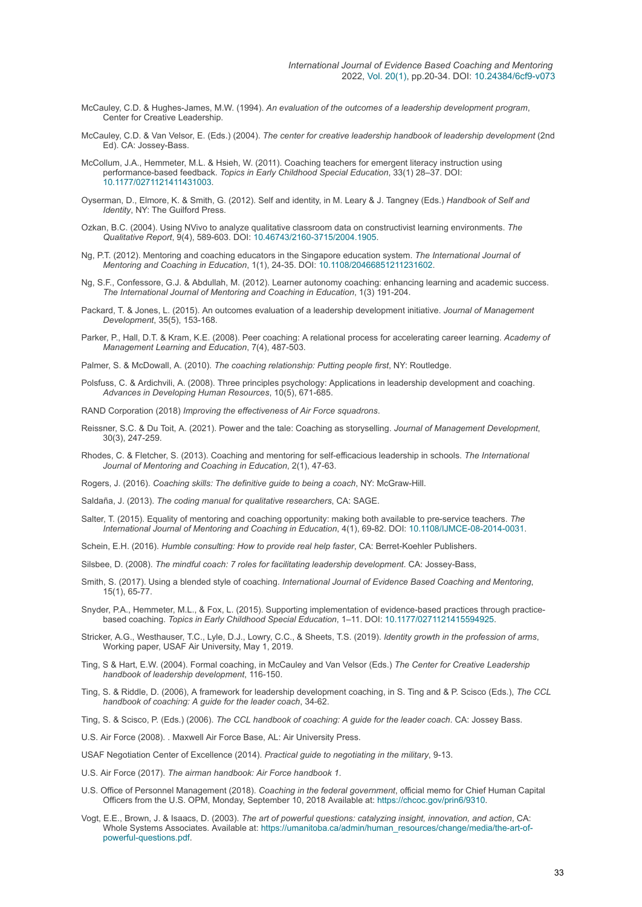McCauley, C.D. & Hughes-James, M.W. (1994). *An evaluation of the outcomes of a leadership development program*, Center for Creative Leadership.

McCauley, C.D. & Van Velsor, E. (Eds.) (2004). *The center for creative leadership handbook of leadership development* (2nd Ed). CA: Jossey-Bass.

McCollum, J.A., Hemmeter, M.L. & Hsieh, W. (2011). Coaching teachers for emergent literacy instruction using performance-based feedback. *Topics in Early Childhood Special Education*, 33(1) 28–37. DOI: 10.1177/0271121411431003.

Oyserman, D., Elmore, K. & Smith, G. (2012). Self and identity, in M. Leary & J. Tangney (Eds.) *Handbook of Self and Identity*, NY: The Guilford Press.

Ozkan, B.C. (2004). Using NVivo to analyze qualitative classroom data on constructivist learning environments. *The Qualitative Report*, 9(4), 589-603. DOI: 10.46743/2160-3715/2004.1905.

Ng, P.T. (2012). Mentoring and coaching educators in the Singapore education system. *The International Journal of Mentoring and Coaching in Education*, 1(1), 24-35. DOI: 10.1108/20466851211231602.

Ng, S.F., Confessore, G.J. & Abdullah, M. (2012). Learner autonomy coaching: enhancing learning and academic success. *The International Journal of Mentoring and Coaching in Education*, 1(3) 191-204.

Packard, T. & Jones, L. (2015). An outcomes evaluation of a leadership development initiative. *Journal of Management Development*, 35(5), 153-168.

Parker, P., Hall, D.T. & Kram, K.E. (2008). Peer coaching: A relational process for accelerating career learning. *Academy of Management Learning and Education*, 7(4), 487-503.

Palmer, S. & McDowall, A. (2010). *The coaching relationship: Putting people first*, NY: Routledge.

Polsfuss, C. & Ardichvili, A. (2008). Three principles psychology: Applications in leadership development and coaching. *Advances in Developing Human Resources*, 10(5), 671-685.

RAND Corporation (2018) *Improving the effectiveness of Air Force squadrons*.

Reissner, S.C. & Du Toit, A. (2021). Power and the tale: Coaching as storyselling. *Journal of Management Development*, 30(3), 247-259.

Rhodes, C. & Fletcher, S. (2013). Coaching and mentoring for self-efficacious leadership in schools. *The International Journal of Mentoring and Coaching in Education*, 2(1), 47-63.

Rogers, J. (2016). *Coaching skills: The definitive guide to being a coach*, NY: McGraw-Hill.

Saldaña, J. (2013). *The coding manual for qualitative researchers*, CA: SAGE.

Salter, T. (2015). Equality of mentoring and coaching opportunity: making both available to pre-service teachers. *The International Journal of Mentoring and Coaching in Education*, 4(1), 69-82. DOI: 10.1108/IJMCE-08-2014-0031.

Schein, E.H. (2016). *Humble consulting: How to provide real help faster*, CA: Berret-Koehler Publishers.

Silsbee, D. (2008). *The mindful coach: 7 roles for facilitating leadership development*. CA: Jossey-Bass,

Smith, S. (2017). Using a blended style of coaching. *International Journal of Evidence Based Coaching and Mentoring*, 15(1), 65-77.

Snyder, P.A., Hemmeter, M.L., & Fox, L. (2015). Supporting implementation of evidence-based practices through practice-based coaching. *Topics in Early Childhood Special Education*, 1–11. DOI: 10.1177/0271121415594925.

Stricker, A.G., Westhauser, T.C., Lyle, D.J., Lowry, C.C., & Sheets, T.S. (2019). *Identity growth in the profession of arms*, Working paper, USAF Air University, May 1, 2019.

Ting, S & Hart, E.W. (2004). Formal coaching, in McCauley and Van Velsor (Eds.) *The Center for Creative Leadership handbook of leadership development*, 116-150.

Ting, S. & Riddle, D. (2006), A framework for leadership development coaching, in S. Ting and & P. Scisco (Eds.), *The CCL handbook of coaching: A guide for the leader coach*, 34-62.

Ting, S. & Scisco, P. (Eds.) (2006). *The CCL handbook of coaching: A guide for the leader coach*. CA: Jossey Bass.

U.S. Air Force (2008). . Maxwell Air Force Base, AL: Air University Press.

USAF Negotiation Center of Excellence (2014). *Practical guide to negotiating in the military*, 9-13.

U.S. Air Force (2017). *The airman handbook: Air Force handbook 1*.

U.S. Office of Personnel Management (2018). *Coaching in the federal government*, official memo for Chief Human Capital Officers from the U.S. OPM, Monday, September 10, 2018 Available at: https://chcoc.gov/prin6/9310.

Vogt, E.E., Brown, J. & Isaacs, D. (2003). *The art of powerful questions: catalyzing insight, innovation, and action*, CA: Whole Systems Associates. Available at: https://umanitoba.ca/admin/human_resources/change/media/the-art-of-powerful-questions.pdf.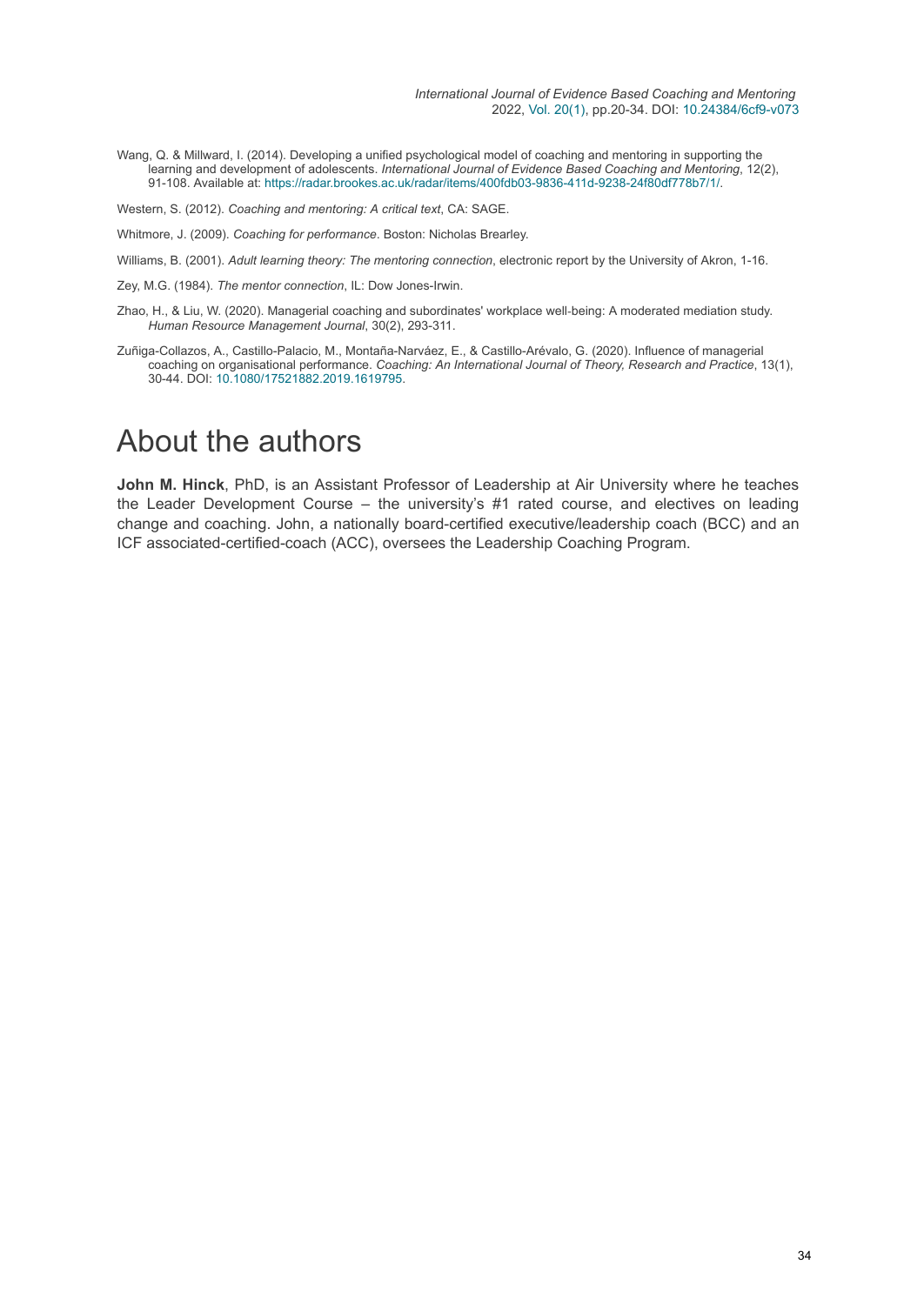Wang, Q. & Millward, I. (2014). Developing a unified psychological model of coaching and mentoring in supporting the learning and development of adolescents. *International Journal of Evidence Based Coaching and Mentoring*, 12(2), 91-108. Available at: https://radar.brookes.ac.uk/radar/items/400fdb03-9836-411d-9238-24f80df778b7/1/.

Western, S. (2012). *Coaching and mentoring: A critical text*, CA: SAGE.

Whitmore, J. (2009). *Coaching for performance*. Boston: Nicholas Brearley.

Williams, B. (2001). *Adult learning theory: The mentoring connection*, electronic report by the University of Akron, 1-16.

Zey, M.G. (1984). *The mentor connection*, IL: Dow Jones-Irwin.

Zhao, H., & Liu, W. (2020). Managerial coaching and subordinates' workplace well-being: A moderated mediation study. *Human Resource Management Journal*, 30(2), 293-311.

Zuñiga-Collazos, A., Castillo-Palacio, M., Montaña-Narváez, E., & Castillo-Arévalo, G. (2020). Influence of managerial coaching on organisational performance. *Coaching: An International Journal of Theory, Research and Practice*, 13(1), 30-44. DOI: 10.1080/17521882.2019.1619795.

# About the authors

**John M. Hinck**, PhD, is an Assistant Professor of Leadership at Air University where he teaches the Leader Development Course – the university's #1 rated course, and electives on leading change and coaching. John, a nationally board-certified executive/leadership coach (BCC) and an ICF associated-certified-coach (ACC), oversees the Leadership Coaching Program.